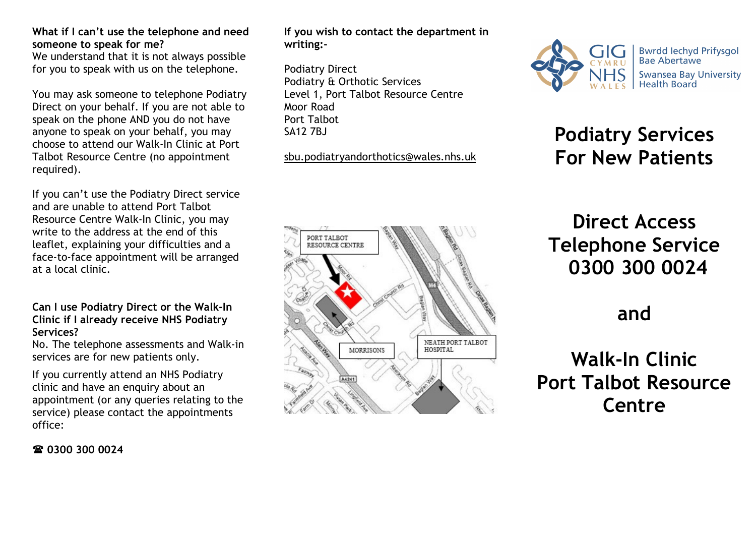**What if I can't use the telephone and need someone to speak for me?**

We understand that it is not always possible for you to speak with us on the telephone.

You may ask someone to telephone Podiatry Direct on your behalf. If you are not able to speak on the phone AND you do not have anyone to speak on your behalf, you may choose to attend our Walk-In Clinic at Port Talbot Resource Centre (no appointment required).

If you can't use the Podiatry Direct service and are unable to attend Port Talbot Resource Centre Walk-In Clinic, you may write to the address at the end of this leaflet, explaining your difficulties and a face-to-face appointment will be arranged at a local clinic.

**Can I use Podiatry Direct or the Walk-In Clinic if I already receive NHS Podiatry Services?**

No. The telephone assessments and Walk-in services are for new patients only.

If you currently attend an NHS Podiatry clinic and have an enquiry about an appointment (or any queries relating to the service) please contact the appointments office:

**☎ 0300 300 0024**

**If you wish to contact the department in writing:-**

Podiatry Direct
Podiatry & Orthotic Services
Level 1, Port Talbot Resource Centre
Moor Road
Port Talbot
SA12 7BJ

sbu.podiatryandorthotics@wales.nhs.uk

GIG CYMRU NHS WALES | Bwrdd Iechyd Prifysgol Bae Abertawe | Swansea Bay University Health Board

# Podiatry Services For New Patients

## Direct Access Telephone Service 0300 300 0024

## and

## Walk-In Clinic Port Talbot Resource Centre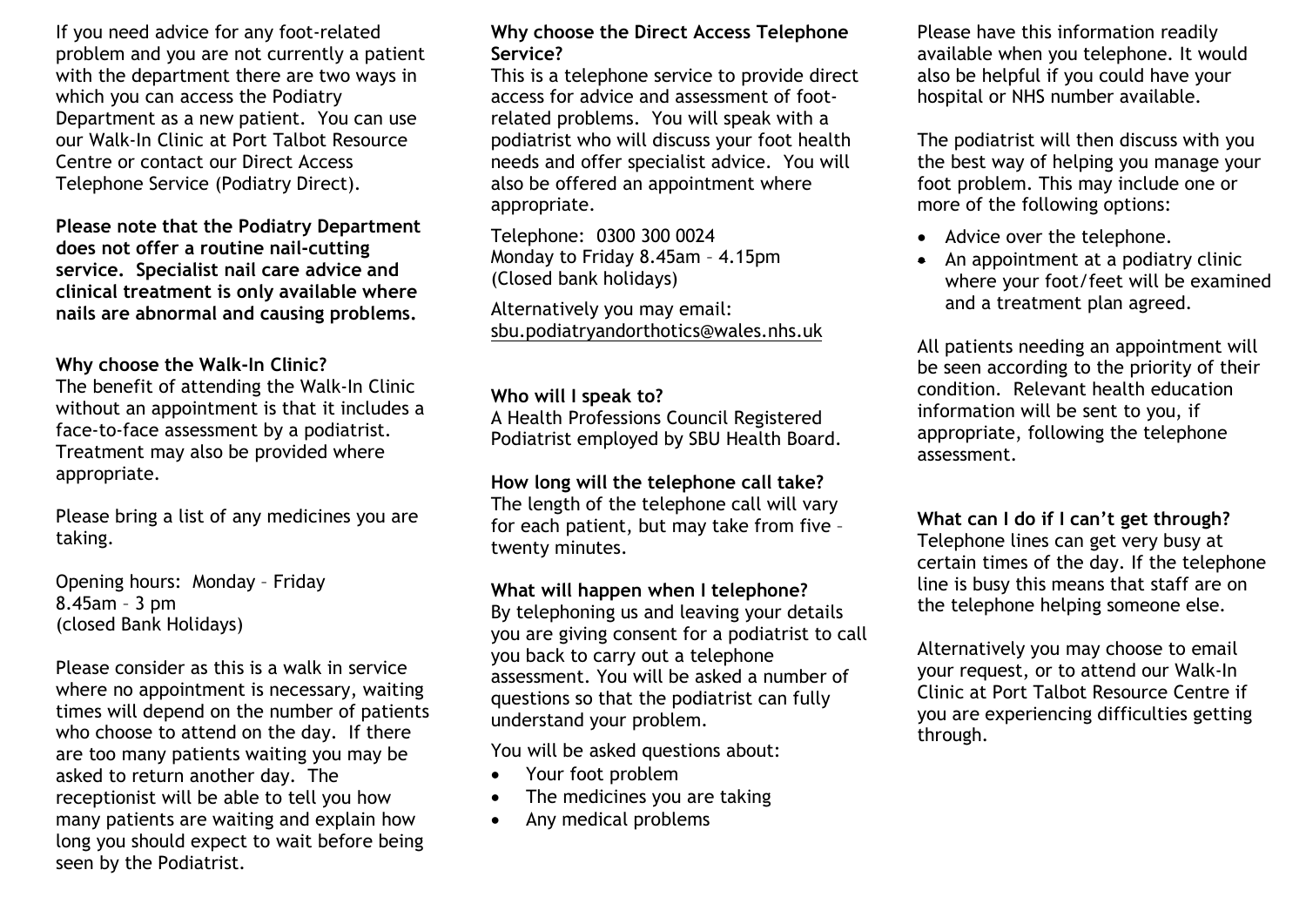If you need advice for any foot-related problem and you are not currently a patient with the department there are two ways in which you can access the Podiatry Department as a new patient. You can use our Walk-In Clinic at Port Talbot Resource Centre or contact our Direct Access Telephone Service (Podiatry Direct).

**Please note that the Podiatry Department does not offer a routine nail-cutting service. Specialist nail care advice and clinical treatment is only available where nails are abnormal and causing problems.**

**Why choose the Walk-In Clinic?**

The benefit of attending the Walk-In Clinic without an appointment is that it includes a face-to-face assessment by a podiatrist. Treatment may also be provided where appropriate.

Please bring a list of any medicines you are taking.

Opening hours: Monday – Friday
8.45am – 3 pm
(closed Bank Holidays)

Please consider as this is a walk in service where no appointment is necessary, waiting times will depend on the number of patients who choose to attend on the day. If there are too many patients waiting you may be asked to return another day. The receptionist will be able to tell you how many patients are waiting and explain how long you should expect to wait before being seen by the Podiatrist.

**Why choose the Direct Access Telephone Service?**

This is a telephone service to provide direct access for advice and assessment of foot-related problems. You will speak with a podiatrist who will discuss your foot health needs and offer specialist advice. You will also be offered an appointment where appropriate.

Telephone: 0300 300 0024
Monday to Friday 8.45am – 4.15pm
(Closed bank holidays)

Alternatively you may email:
sbu.podiatryandorthotics@wales.nhs.uk

**Who will I speak to?**

A Health Professions Council Registered Podiatrist employed by SBU Health Board.

**How long will the telephone call take?**

The length of the telephone call will vary for each patient, but may take from five – twenty minutes.

**What will happen when I telephone?**

By telephoning us and leaving your details you are giving consent for a podiatrist to call you back to carry out a telephone assessment. You will be asked a number of questions so that the podiatrist can fully understand your problem.

You will be asked questions about:

- Your foot problem
- The medicines you are taking
- Any medical problems

Please have this information readily available when you telephone. It would also be helpful if you could have your hospital or NHS number available.

The podiatrist will then discuss with you the best way of helping you manage your foot problem. This may include one or more of the following options:

- Advice over the telephone.
- An appointment at a podiatry clinic where your foot/feet will be examined and a treatment plan agreed.

All patients needing an appointment will be seen according to the priority of their condition. Relevant health education information will be sent to you, if appropriate, following the telephone assessment.

**What can I do if I can't get through?**

Telephone lines can get very busy at certain times of the day. If the telephone line is busy this means that staff are on the telephone helping someone else.

Alternatively you may choose to email your request, or to attend our Walk-In Clinic at Port Talbot Resource Centre if you are experiencing difficulties getting through.